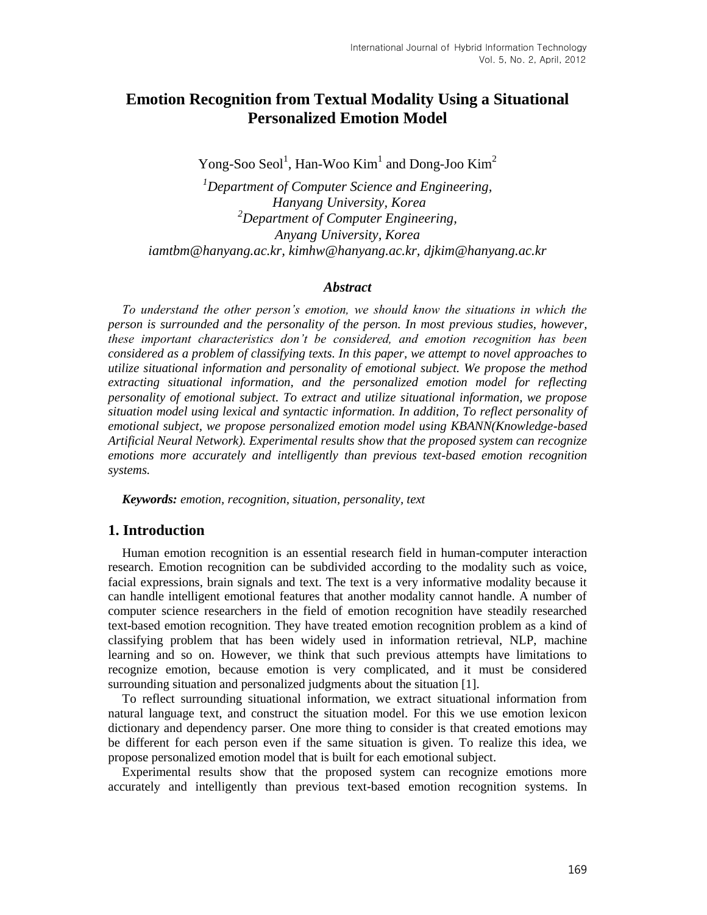# Emotion Recognition from Textual Modality Using a Situational Personalized Emotion Model

Yong-Soo Seol[1], Han-Woo Kim[1] and Dong-Joo Kim[2]

[1]*Department of Computer Science and Engineering, Hanyang University, Korea*
[2]*Department of Computer Engineering, Anyang University, Korea*
*iamtbm@hanyang.ac.kr, kimhw@hanyang.ac.kr, djkim@hanyang.ac.kr*

### *Abstract*

*To understand the other person's emotion, we should know the situations in which the person is surrounded and the personality of the person. In most previous studies, however, these important characteristics don't be considered, and emotion recognition has been considered as a problem of classifying texts. In this paper, we attempt to novel approaches to utilize situational information and personality of emotional subject. We propose the method extracting situational information, and the personalized emotion model for reflecting personality of emotional subject. To extract and utilize situational information, we propose situation model using lexical and syntactic information. In addition, To reflect personality of emotional subject, we propose personalized emotion model using KBANN(Knowledge-based Artificial Neural Network). Experimental results show that the proposed system can recognize emotions more accurately and intelligently than previous text-based emotion recognition systems.*

***Keywords:*** *emotion, recognition, situation, personality, text*

## 1. Introduction

Human emotion recognition is an essential research field in human-computer interaction research. Emotion recognition can be subdivided according to the modality such as voice, facial expressions, brain signals and text. The text is a very informative modality because it can handle intelligent emotional features that another modality cannot handle. A number of computer science researchers in the field of emotion recognition have steadily researched text-based emotion recognition. They have treated emotion recognition problem as a kind of classifying problem that has been widely used in information retrieval, NLP, machine learning and so on. However, we think that such previous attempts have limitations to recognize emotion, because emotion is very complicated, and it must be considered surrounding situation and personalized judgments about the situation [1].

To reflect surrounding situational information, we extract situational information from natural language text, and construct the situation model. For this we use emotion lexicon dictionary and dependency parser. One more thing to consider is that created emotions may be different for each person even if the same situation is given. To realize this idea, we propose personalized emotion model that is built for each emotional subject.

Experimental results show that the proposed system can recognize emotions more accurately and intelligently than previous text-based emotion recognition systems. In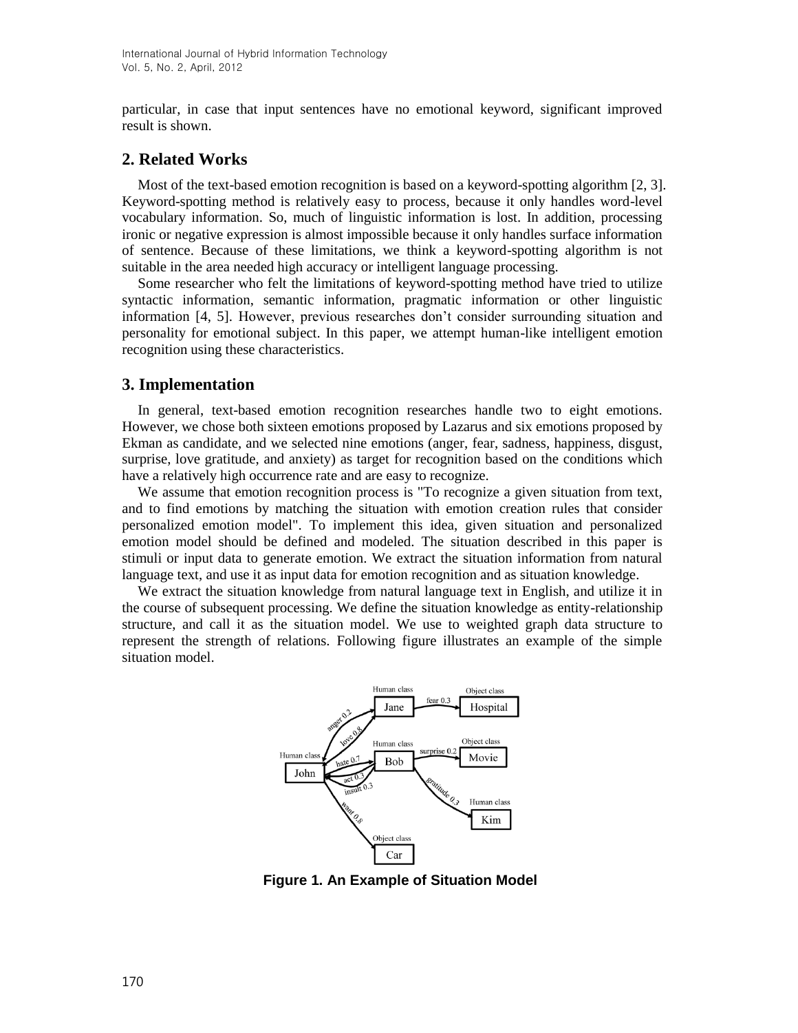particular, in case that input sentences have no emotional keyword, significant improved result is shown.

## 2. Related Works

Most of the text-based emotion recognition is based on a keyword-spotting algorithm [2, 3]. Keyword-spotting method is relatively easy to process, because it only handles word-level vocabulary information. So, much of linguistic information is lost. In addition, processing ironic or negative expression is almost impossible because it only handles surface information of sentence. Because of these limitations, we think a keyword-spotting algorithm is not suitable in the area needed high accuracy or intelligent language processing.

Some researcher who felt the limitations of keyword-spotting method have tried to utilize syntactic information, semantic information, pragmatic information or other linguistic information [4, 5]. However, previous researches don't consider surrounding situation and personality for emotional subject. In this paper, we attempt human-like intelligent emotion recognition using these characteristics.

## 3. Implementation

In general, text-based emotion recognition researches handle two to eight emotions. However, we chose both sixteen emotions proposed by Lazarus and six emotions proposed by Ekman as candidate, and we selected nine emotions (anger, fear, sadness, happiness, disgust, surprise, love gratitude, and anxiety) as target for recognition based on the conditions which have a relatively high occurrence rate and are easy to recognize.

We assume that emotion recognition process is "To recognize a given situation from text, and to find emotions by matching the situation with emotion creation rules that consider personalized emotion model". To implement this idea, given situation and personalized emotion model should be defined and modeled. The situation described in this paper is stimuli or input data to generate emotion. We extract the situation information from natural language text, and use it as input data for emotion recognition and as situation knowledge.

We extract the situation knowledge from natural language text in English, and utilize it in the course of subsequent processing. We define the situation knowledge as entity-relationship structure, and call it as the situation model. We use to weighted graph data structure to represent the strength of relations. Following figure illustrates an example of the simple situation model.

**Figure 1. An Example of Situation Model**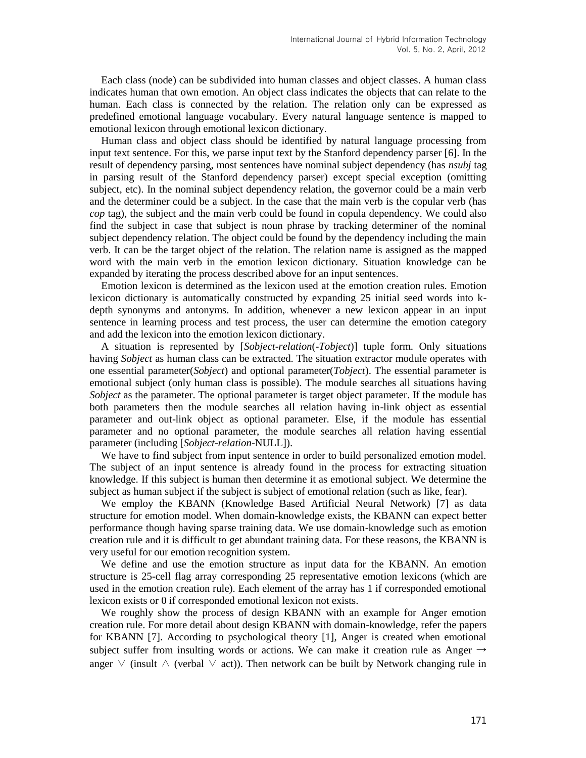Each class (node) can be subdivided into human classes and object classes. A human class indicates human that own emotion. An object class indicates the objects that can relate to the human. Each class is connected by the relation. The relation only can be expressed as predefined emotional language vocabulary. Every natural language sentence is mapped to emotional lexicon through emotional lexicon dictionary.

Human class and object class should be identified by natural language processing from input text sentence. For this, we parse input text by the Stanford dependency parser [6]. In the result of dependency parsing, most sentences have nominal subject dependency (has *nsubj* tag in parsing result of the Stanford dependency parser) except special exception (omitting subject, etc). In the nominal subject dependency relation, the governor could be a main verb and the determiner could be a subject. In the case that the main verb is the copular verb (has *cop* tag), the subject and the main verb could be found in copula dependency. We could also find the subject in case that subject is noun phrase by tracking determiner of the nominal subject dependency relation. The object could be found by the dependency including the main verb. It can be the target object of the relation. The relation name is assigned as the mapped word with the main verb in the emotion lexicon dictionary. Situation knowledge can be expanded by iterating the process described above for an input sentences.

Emotion lexicon is determined as the lexicon used at the emotion creation rules. Emotion lexicon dictionary is automatically constructed by expanding 25 initial seed words into k-depth synonyms and antonyms. In addition, whenever a new lexicon appear in an input sentence in learning process and test process, the user can determine the emotion category and add the lexicon into the emotion lexicon dictionary.

A situation is represented by [*Sobject-relation*(-*Tobject*)] tuple form. Only situations having *Sobject* as human class can be extracted. The situation extractor module operates with one essential parameter(*Sobject*) and optional parameter(*Tobject*). The essential parameter is emotional subject (only human class is possible). The module searches all situations having *Sobject* as the parameter. The optional parameter is target object parameter. If the module has both parameters then the module searches all relation having in-link object as essential parameter and out-link object as optional parameter. Else, if the module has essential parameter and no optional parameter, the module searches all relation having essential parameter (including [*Sobject-relation*-NULL]).

We have to find subject from input sentence in order to build personalized emotion model. The subject of an input sentence is already found in the process for extracting situation knowledge. If this subject is human then determine it as emotional subject. We determine the subject as human subject if the subject is subject of emotional relation (such as like, fear).

We employ the KBANN (Knowledge Based Artificial Neural Network) [7] as data structure for emotion model. When domain-knowledge exists, the KBANN can expect better performance though having sparse training data. We use domain-knowledge such as emotion creation rule and it is difficult to get abundant training data. For these reasons, the KBANN is very useful for our emotion recognition system.

We define and use the emotion structure as input data for the KBANN. An emotion structure is 25-cell flag array corresponding 25 representative emotion lexicons (which are used in the emotion creation rule). Each element of the array has 1 if corresponded emotional lexicon exists or 0 if corresponded emotional lexicon not exists.

We roughly show the process of design KBANN with an example for Anger emotion creation rule. For more detail about design KBANN with domain-knowledge, refer the papers for KBANN [7]. According to psychological theory [1], Anger is created when emotional subject suffer from insulting words or actions. We can make it creation rule as Anger $\rightarrow$ anger $\vee$ (insult $\wedge$ (verbal $\vee$ act)). Then network can be built by Network changing rule in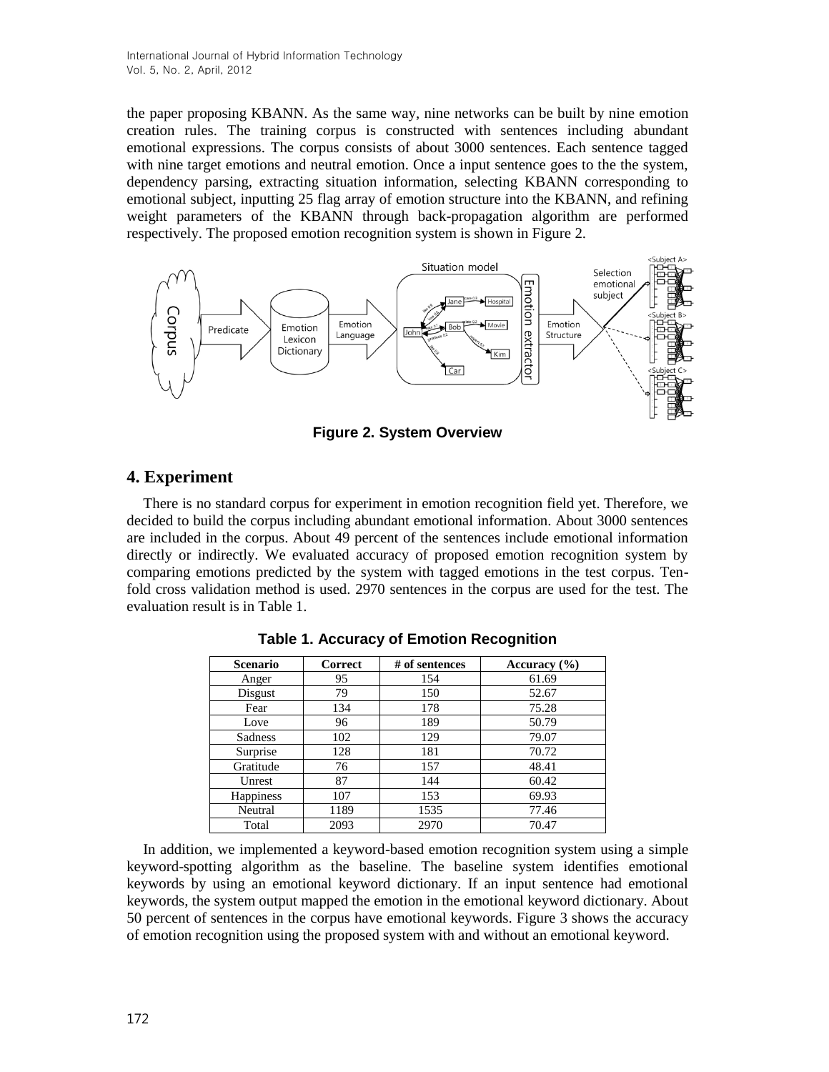the paper proposing KBANN. As the same way, nine networks can be built by nine emotion creation rules. The training corpus is constructed with sentences including abundant emotional expressions. The corpus consists of about 3000 sentences. Each sentence tagged with nine target emotions and neutral emotion. Once a input sentence goes to the the system, dependency parsing, extracting situation information, selecting KBANN corresponding to emotional subject, inputting 25 flag array of emotion structure into the KBANN, and refining weight parameters of the KBANN through back-propagation algorithm are performed respectively. The proposed emotion recognition system is shown in Figure 2.

**Figure 2. System Overview**

## 4. Experiment

There is no standard corpus for experiment in emotion recognition field yet. Therefore, we decided to build the corpus including abundant emotional information. About 3000 sentences are included in the corpus. About 49 percent of the sentences include emotional information directly or indirectly. We evaluated accuracy of proposed emotion recognition system by comparing emotions predicted by the system with tagged emotions in the test corpus. Ten-fold cross validation method is used. 2970 sentences in the corpus are used for the test. The evaluation result is in Table 1.

**Table 1. Accuracy of Emotion Recognition**

| Scenario | Correct | # of sentences | Accuracy (%) |
|---|---|---|---|
| Anger | 95 | 154 | 61.69 |
| Disgust | 79 | 150 | 52.67 |
| Fear | 134 | 178 | 75.28 |
| Love | 96 | 189 | 50.79 |
| Sadness | 102 | 129 | 79.07 |
| Surprise | 128 | 181 | 70.72 |
| Gratitude | 76 | 157 | 48.41 |
| Unrest | 87 | 144 | 60.42 |
| Happiness | 107 | 153 | 69.93 |
| Neutral | 1189 | 1535 | 77.46 |
| Total | 2093 | 2970 | 70.47 |

In addition, we implemented a keyword-based emotion recognition system using a simple keyword-spotting algorithm as the baseline. The baseline system identifies emotional keywords by using an emotional keyword dictionary. If an input sentence had emotional keywords, the system output mapped the emotion in the emotional keyword dictionary. About 50 percent of sentences in the corpus have emotional keywords. Figure 3 shows the accuracy of emotion recognition using the proposed system with and without an emotional keyword.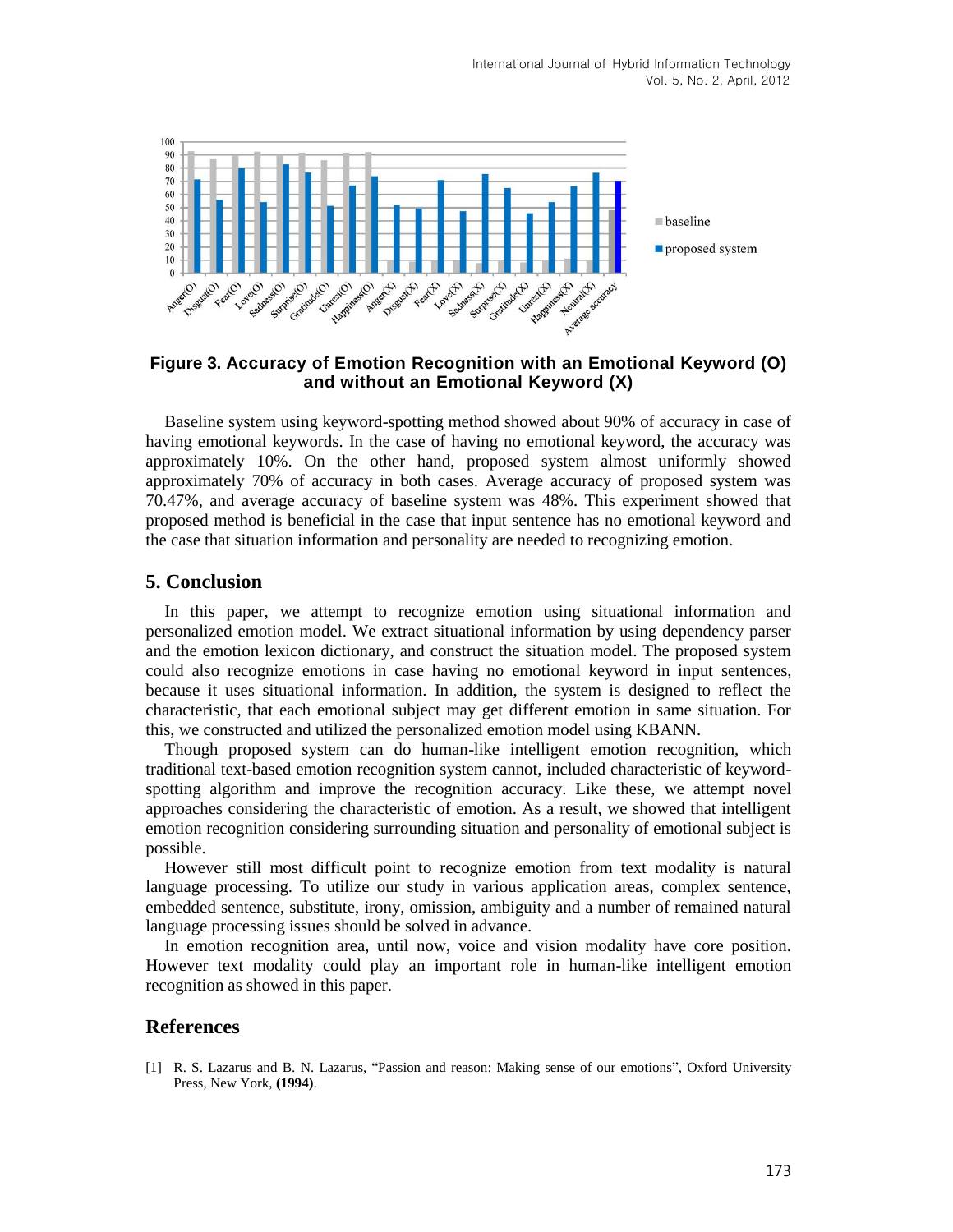**Figure 3. Accuracy of Emotion Recognition with an Emotional Keyword (O) and without an Emotional Keyword (X)**

Baseline system using keyword-spotting method showed about 90% of accuracy in case of having emotional keywords. In the case of having no emotional keyword, the accuracy was approximately 10%. On the other hand, proposed system almost uniformly showed approximately 70% of accuracy in both cases. Average accuracy of proposed system was 70.47%, and average accuracy of baseline system was 48%. This experiment showed that proposed method is beneficial in the case that input sentence has no emotional keyword and the case that situation information and personality are needed to recognizing emotion.

## 5. Conclusion

In this paper, we attempt to recognize emotion using situational information and personalized emotion model. We extract situational information by using dependency parser and the emotion lexicon dictionary, and construct the situation model. The proposed system could also recognize emotions in case having no emotional keyword in input sentences, because it uses situational information. In addition, the system is designed to reflect the characteristic, that each emotional subject may get different emotion in same situation. For this, we constructed and utilized the personalized emotion model using KBANN.

Though proposed system can do human-like intelligent emotion recognition, which traditional text-based emotion recognition system cannot, included characteristic of keyword-spotting algorithm and improve the recognition accuracy. Like these, we attempt novel approaches considering the characteristic of emotion. As a result, we showed that intelligent emotion recognition considering surrounding situation and personality of emotional subject is possible.

However still most difficult point to recognize emotion from text modality is natural language processing. To utilize our study in various application areas, complex sentence, embedded sentence, substitute, irony, omission, ambiguity and a number of remained natural language processing issues should be solved in advance.

In emotion recognition area, until now, voice and vision modality have core position. However text modality could play an important role in human-like intelligent emotion recognition as showed in this paper.

## References

[1] R. S. Lazarus and B. N. Lazarus, "Passion and reason: Making sense of our emotions", Oxford University Press, New York, **(1994)**.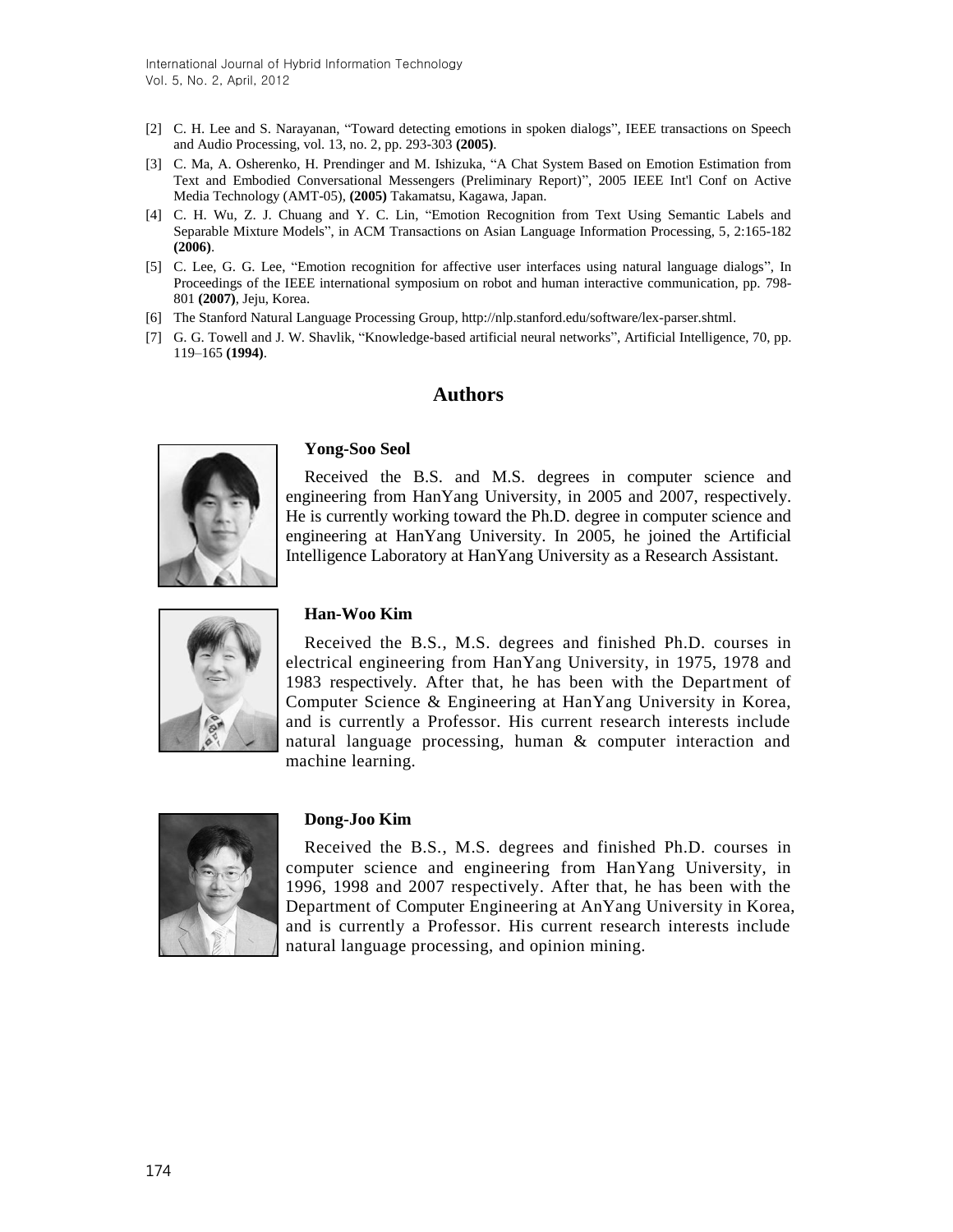[2] C. H. Lee and S. Narayanan, "Toward detecting emotions in spoken dialogs", IEEE transactions on Speech and Audio Processing, vol. 13, no. 2, pp. 293-303 **(2005)**.

[3] C. Ma, A. Osherenko, H. Prendinger and M. Ishizuka, "A Chat System Based on Emotion Estimation from Text and Embodied Conversational Messengers (Preliminary Report)", 2005 IEEE Int'l Conf on Active Media Technology (AMT-05), **(2005)** Takamatsu, Kagawa, Japan.

[4] C. H. Wu, Z. J. Chuang and Y. C. Lin, "Emotion Recognition from Text Using Semantic Labels and Separable Mixture Models", in ACM Transactions on Asian Language Information Processing, 5, 2:165-182 **(2006)**.

[5] C. Lee, G. G. Lee, "Emotion recognition for affective user interfaces using natural language dialogs", In Proceedings of the IEEE international symposium on robot and human interactive communication, pp. 798-801 **(2007)**, Jeju, Korea.

[6] The Stanford Natural Language Processing Group, http://nlp.stanford.edu/software/lex-parser.shtml.

[7] G. G. Towell and J. W. Shavlik, "Knowledge-based artificial neural networks", Artificial Intelligence, 70, pp. 119–165 **(1994)**.

## Authors

**Yong-Soo Seol**

Received the B.S. and M.S. degrees in computer science and engineering from HanYang University, in 2005 and 2007, respectively. He is currently working toward the Ph.D. degree in computer science and engineering at HanYang University. In 2005, he joined the Artificial Intelligence Laboratory at HanYang University as a Research Assistant.

**Han-Woo Kim**

Received the B.S., M.S. degrees and finished Ph.D. courses in electrical engineering from HanYang University, in 1975, 1978 and 1983 respectively. After that, he has been with the Department of Computer Science & Engineering at HanYang University in Korea, and is currently a Professor. His current research interests include natural language processing, human & computer interaction and machine learning.

**Dong-Joo Kim**

Received the B.S., M.S. degrees and finished Ph.D. courses in computer science and engineering from HanYang University, in 1996, 1998 and 2007 respectively. After that, he has been with the Department of Computer Engineering at AnYang University in Korea, and is currently a Professor. His current research interests include natural language processing, and opinion mining.